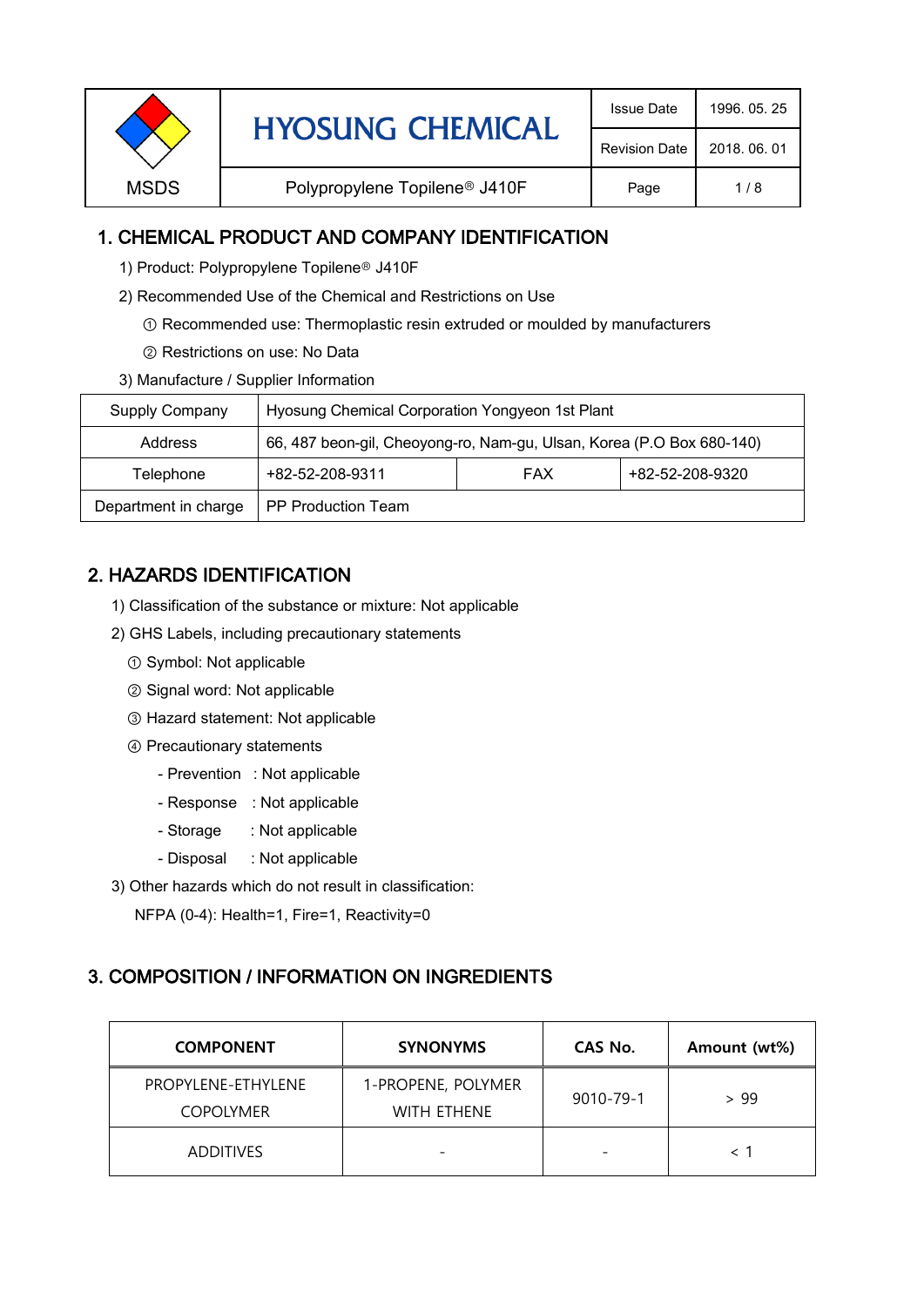| MSDS | HYOSUNG CHEMICAL | Issue Date | 1996. 05. 25 |
|---|---|---|---|
| | | Revision Date | 2018. 06. 01 |
| | Polypropylene Topilene® J410F | Page | 1 / 8 |

## 1. CHEMICAL PRODUCT AND COMPANY IDENTIFICATION

1) Product: Polypropylene Topilene® J410F

2) Recommended Use of the Chemical and Restrictions on Use

① Recommended use: Thermoplastic resin extruded or moulded by manufacturers

② Restrictions on use: No Data

3) Manufacture / Supplier Information

| Supply Company | Hyosung Chemical Corporation Yongyeon 1st Plant | | |
|---|---|---|---|
| Address | 66, 487 beon-gil, Cheoyong-ro, Nam-gu, Ulsan, Korea (P.O Box 680-140) | | |
| Telephone | +82-52-208-9311 | FAX | +82-52-208-9320 |
| Department in charge | PP Production Team | | |

## 2. HAZARDS IDENTIFICATION

1) Classification of the substance or mixture: Not applicable

2) GHS Labels, including precautionary statements

① Symbol: Not applicable

② Signal word: Not applicable

③ Hazard statement: Not applicable

④ Precautionary statements

- Prevention : Not applicable
- Response : Not applicable
- Storage : Not applicable
- Disposal : Not applicable

3) Other hazards which do not result in classification:

NFPA (0-4): Health=1, Fire=1, Reactivity=0

## 3. COMPOSITION / INFORMATION ON INGREDIENTS

| COMPONENT | SYNONYMS | CAS No. | Amount (wt%) |
|---|---|---|---|
| PROPYLENE-ETHYLENE COPOLYMER | 1-PROPENE, POLYMER WITH ETHENE | 9010-79-1 | > 99 |
| ADDITIVES | - | - | < 1 |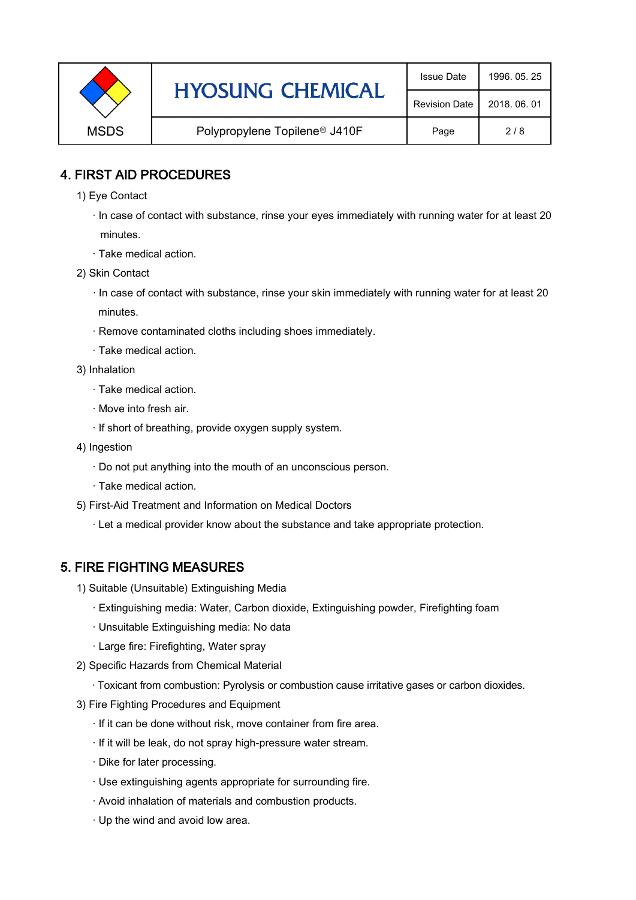## 4. FIRST AID PROCEDURES

1) Eye Contact

- In case of contact with substance, rinse your eyes immediately with running water for at least 20 minutes.
- Take medical action.

2) Skin Contact

- In case of contact with substance, rinse your skin immediately with running water for at least 20 minutes.
- Remove contaminated cloths including shoes immediately.
- Take medical action.

3) Inhalation

- Take medical action.
- Move into fresh air.
- If short of breathing, provide oxygen supply system.

4) Ingestion

- Do not put anything into the mouth of an unconscious person.
- Take medical action.

5) First-Aid Treatment and Information on Medical Doctors

- Let a medical provider know about the substance and take appropriate protection.

## 5. FIRE FIGHTING MEASURES

1) Suitable (Unsuitable) Extinguishing Media

- Extinguishing media: Water, Carbon dioxide, Extinguishing powder, Firefighting foam
- Unsuitable Extinguishing media: No data
- Large fire: Firefighting, Water spray

2) Specific Hazards from Chemical Material

- Toxicant from combustion: Pyrolysis or combustion cause irritative gases or carbon dioxides.

3) Fire Fighting Procedures and Equipment

- If it can be done without risk, move container from fire area.
- If it will be leak, do not spray high-pressure water stream.
- Dike for later processing.
- Use extinguishing agents appropriate for surrounding fire.
- Avoid inhalation of materials and combustion products.
- Up the wind and avoid low area.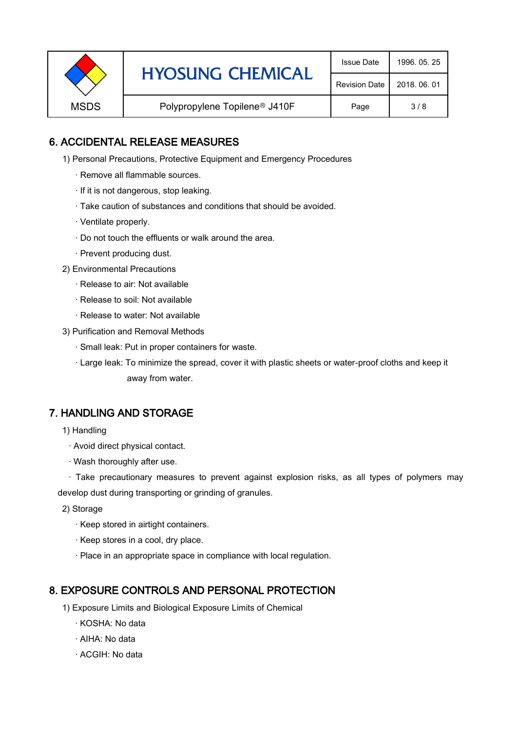## 6. ACCIDENTAL RELEASE MEASURES

1) Personal Precautions, Protective Equipment and Emergency Procedures

· Remove all flammable sources.

· If it is not dangerous, stop leaking.

· Take caution of substances and conditions that should be avoided.

· Ventilate properly.

· Do not touch the effluents or walk around the area.

· Prevent producing dust.

2) Environmental Precautions

· Release to air: Not available

· Release to soil: Not available

· Release to water: Not available

3) Purification and Removal Methods

· Small leak: Put in proper containers for waste.

· Large leak: To minimize the spread, cover it with plastic sheets or water-proof cloths and keep it away from water.

## 7. HANDLING AND STORAGE

1) Handling

· Avoid direct physical contact.

· Wash thoroughly after use.

· Take precautionary measures to prevent against explosion risks, as all types of polymers may develop dust during transporting or grinding of granules.

2) Storage

· Keep stored in airtight containers.

· Keep stores in a cool, dry place.

· Place in an appropriate space in compliance with local regulation.

## 8. EXPOSURE CONTROLS AND PERSONAL PROTECTION

1) Exposure Limits and Biological Exposure Limits of Chemical

· KOSHA: No data

· AIHA: No data

· ACGIH: No data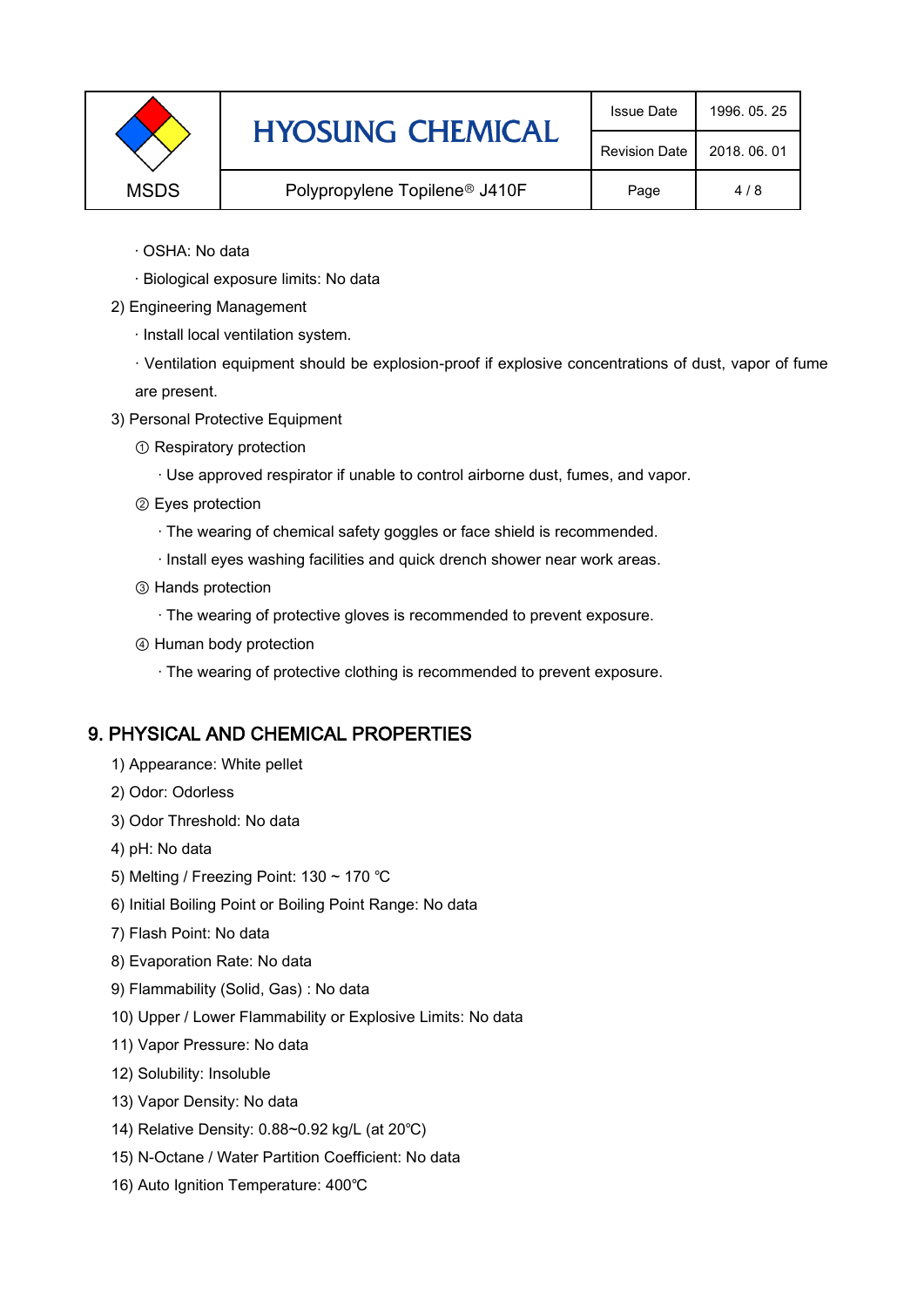· OSHA: No data

· Biological exposure limits: No data

2) Engineering Management

· Install local ventilation system.

· Ventilation equipment should be explosion-proof if explosive concentrations of dust, vapor of fume are present.

3) Personal Protective Equipment

① Respiratory protection

· Use approved respirator if unable to control airborne dust, fumes, and vapor.

② Eyes protection

· The wearing of chemical safety goggles or face shield is recommended.

· Install eyes washing facilities and quick drench shower near work areas.

③ Hands protection

· The wearing of protective gloves is recommended to prevent exposure.

④ Human body protection

· The wearing of protective clothing is recommended to prevent exposure.

## 9. PHYSICAL AND CHEMICAL PROPERTIES

1) Appearance: White pellet

2) Odor: Odorless

3) Odor Threshold: No data

4) pH: No data

5) Melting / Freezing Point: 130 ~ 170 ℃

6) Initial Boiling Point or Boiling Point Range: No data

7) Flash Point: No data

8) Evaporation Rate: No data

9) Flammability (Solid, Gas) : No data

10) Upper / Lower Flammability or Explosive Limits: No data

11) Vapor Pressure: No data

12) Solubility: Insoluble

13) Vapor Density: No data

14) Relative Density: 0.88~0.92 kg/L (at 20℃)

15) N-Octane / Water Partition Coefficient: No data

16) Auto Ignition Temperature: 400℃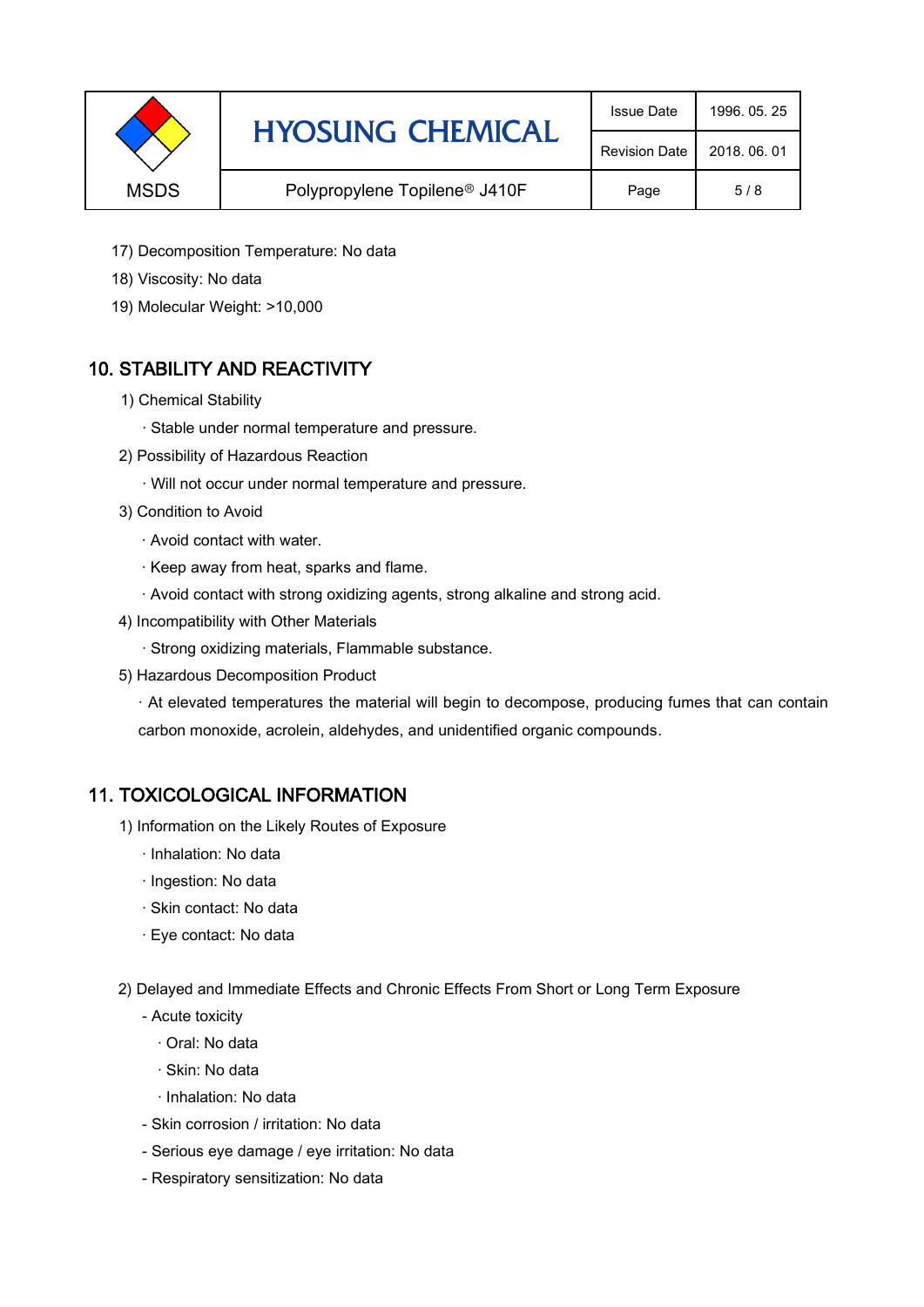17) Decomposition Temperature: No data

18) Viscosity: No data

19) Molecular Weight: >10,000

## 10. STABILITY AND REACTIVITY

1) Chemical Stability

· Stable under normal temperature and pressure.

2) Possibility of Hazardous Reaction

· Will not occur under normal temperature and pressure.

3) Condition to Avoid

· Avoid contact with water.

· Keep away from heat, sparks and flame.

· Avoid contact with strong oxidizing agents, strong alkaline and strong acid.

4) Incompatibility with Other Materials

· Strong oxidizing materials, Flammable substance.

5) Hazardous Decomposition Product

· At elevated temperatures the material will begin to decompose, producing fumes that can contain carbon monoxide, acrolein, aldehydes, and unidentified organic compounds.

## 11. TOXICOLOGICAL INFORMATION

1) Information on the Likely Routes of Exposure

· Inhalation: No data

· Ingestion: No data

· Skin contact: No data

· Eye contact: No data

2) Delayed and Immediate Effects and Chronic Effects From Short or Long Term Exposure

- Acute toxicity
  - · Oral: No data
  - · Skin: No data
  - · Inhalation: No data
- Skin corrosion / irritation: No data
- Serious eye damage / eye irritation: No data
- Respiratory sensitization: No data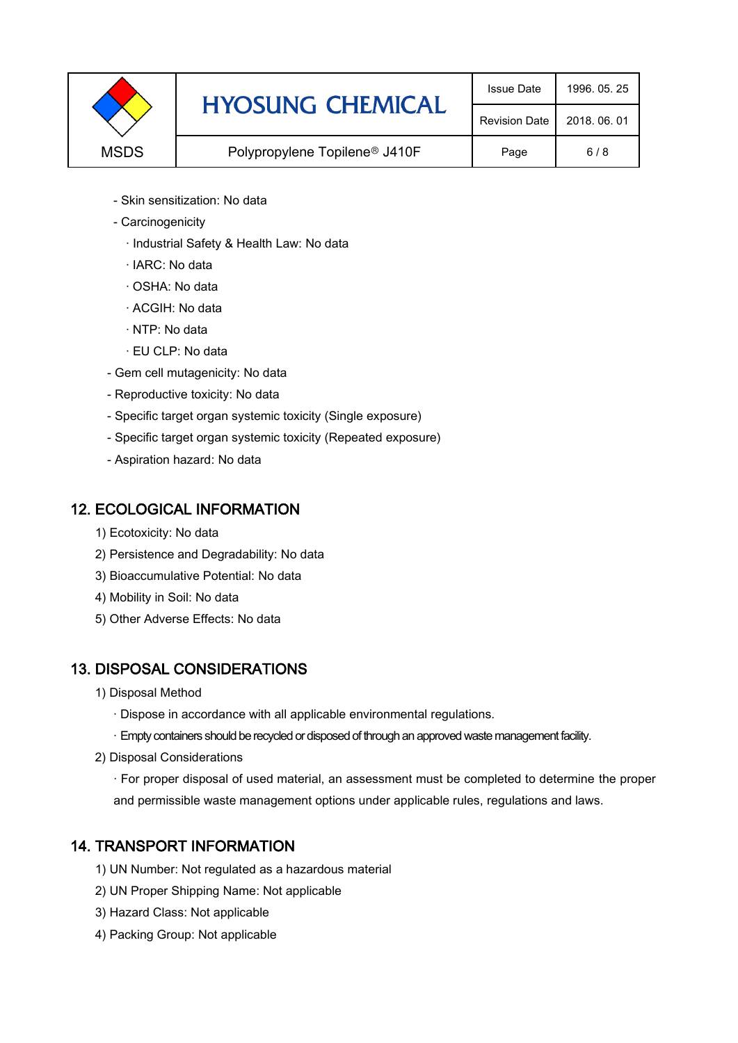- Skin sensitization: No data
- Carcinogenicity
  - · Industrial Safety & Health Law: No data
  - · IARC: No data
  - · OSHA: No data
  - · ACGIH: No data
  - · NTP: No data
  - · EU CLP: No data
- Gem cell mutagenicity: No data
- Reproductive toxicity: No data
- Specific target organ systemic toxicity (Single exposure)
- Specific target organ systemic toxicity (Repeated exposure)
- Aspiration hazard: No data

## 12. ECOLOGICAL INFORMATION

1) Ecotoxicity: No data
2) Persistence and Degradability: No data
3) Bioaccumulative Potential: No data
4) Mobility in Soil: No data
5) Other Adverse Effects: No data

## 13. DISPOSAL CONSIDERATIONS

1) Disposal Method
   - · Dispose in accordance with all applicable environmental regulations.
   - · Empty containers should be recycled or disposed of through an approved waste management facility.
2) Disposal Considerations
   - · For proper disposal of used material, an assessment must be completed to determine the proper and permissible waste management options under applicable rules, regulations and laws.

## 14. TRANSPORT INFORMATION

1) UN Number: Not regulated as a hazardous material
2) UN Proper Shipping Name: Not applicable
3) Hazard Class: Not applicable
4) Packing Group: Not applicable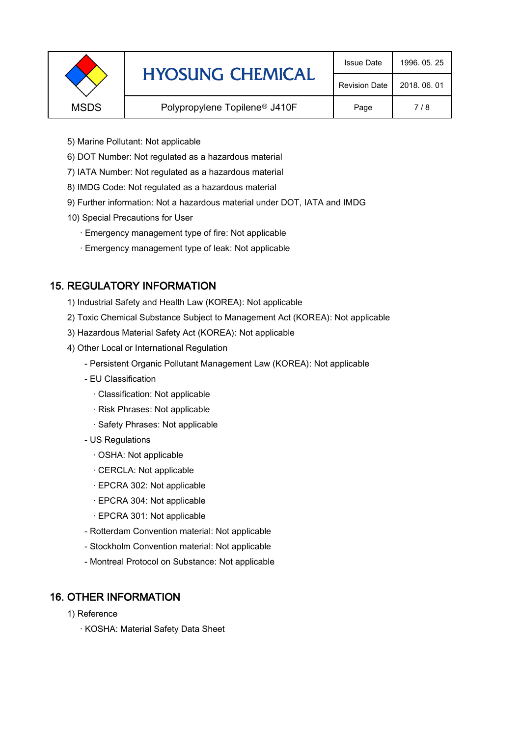5) Marine Pollutant: Not applicable

6) DOT Number: Not regulated as a hazardous material

7) IATA Number: Not regulated as a hazardous material

8) IMDG Code: Not regulated as a hazardous material

9) Further information: Not a hazardous material under DOT, IATA and IMDG

10) Special Precautions for User

- · Emergency management type of fire: Not applicable
- · Emergency management type of leak: Not applicable

## 15. REGULATORY INFORMATION

1) Industrial Safety and Health Law (KOREA): Not applicable

2) Toxic Chemical Substance Subject to Management Act (KOREA): Not applicable

3) Hazardous Material Safety Act (KOREA): Not applicable

4) Other Local or International Regulation

- - Persistent Organic Pollutant Management Law (KOREA): Not applicable
- - EU Classification
  - · Classification: Not applicable
  - · Risk Phrases: Not applicable
  - · Safety Phrases: Not applicable
- - US Regulations
  - · OSHA: Not applicable
  - · CERCLA: Not applicable
  - · EPCRA 302: Not applicable
  - · EPCRA 304: Not applicable
  - · EPCRA 301: Not applicable
- - Rotterdam Convention material: Not applicable
- - Stockholm Convention material: Not applicable
- - Montreal Protocol on Substance: Not applicable

## 16. OTHER INFORMATION

1) Reference

- · KOSHA: Material Safety Data Sheet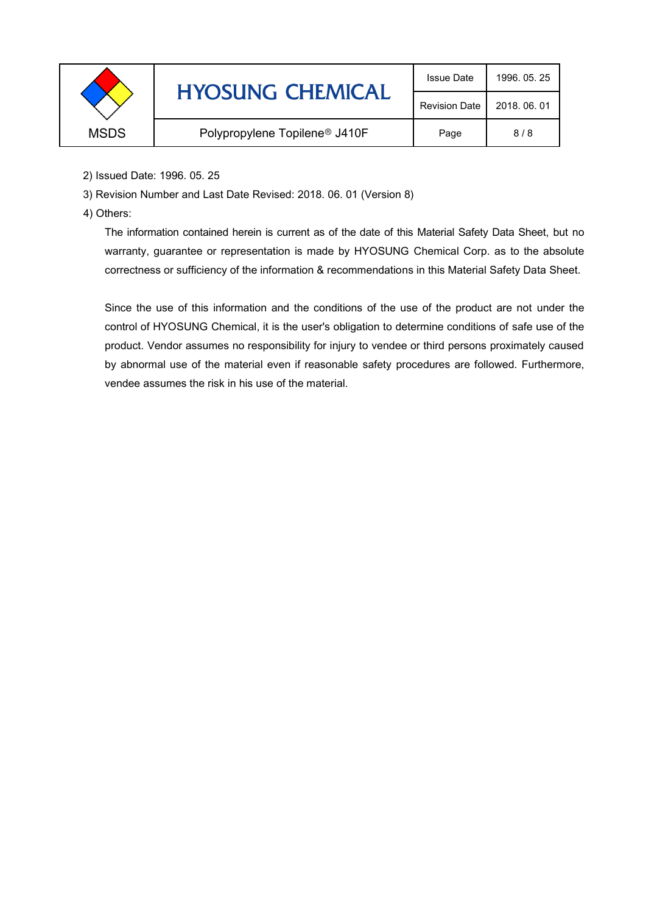2) Issued Date: 1996. 05. 25

3) Revision Number and Last Date Revised: 2018. 06. 01 (Version 8)

4) Others:

The information contained herein is current as of the date of this Material Safety Data Sheet, but no warranty, guarantee or representation is made by HYOSUNG Chemical Corp. as to the absolute correctness or sufficiency of the information & recommendations in this Material Safety Data Sheet.

Since the use of this information and the conditions of the use of the product are not under the control of HYOSUNG Chemical, it is the user's obligation to determine conditions of safe use of the product. Vendor assumes no responsibility for injury to vendee or third persons proximately caused by abnormal use of the material even if reasonable safety procedures are followed. Furthermore, vendee assumes the risk in his use of the material.